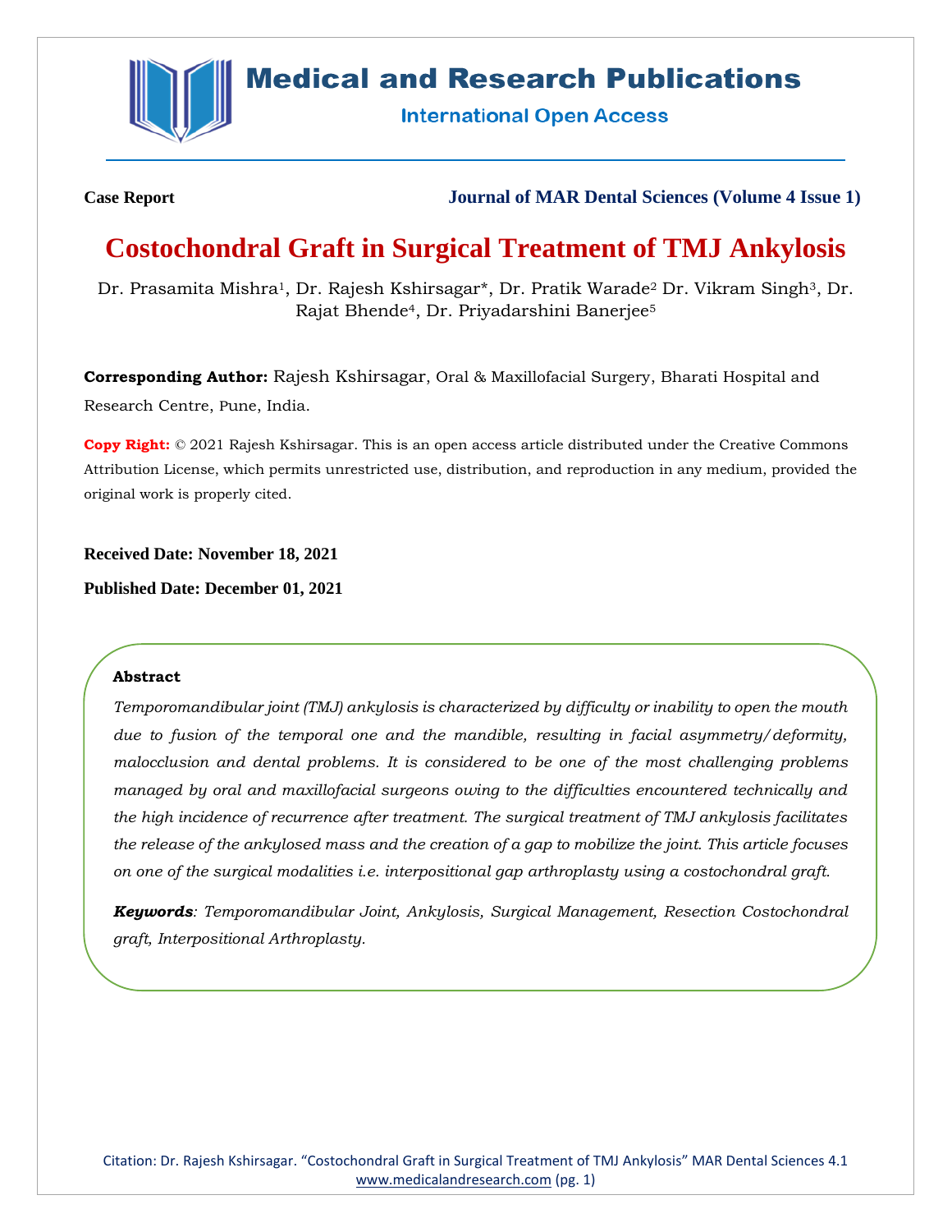Case Report

Journal of MAR Dental Sciences (Volume 4 Issue 1)

# Costochondral Graft in Surgical Treatment of TMJ Ankylosis

Dr. Prasamita Mishra[1], Dr. Rajesh Kshirsagar*, Dr. Pratik Warade[2] Dr. Vikram Singh[3], Dr. Rajat Bhende[4], Dr. Priyadarshini Banerjee[5]

**Corresponding Author:** Rajesh Kshirsagar, Oral & Maxillofacial Surgery, Bharati Hospital and Research Centre, Pune, India.

**Copy Right:** © 2021 Rajesh Kshirsagar. This is an open access article distributed under the Creative Commons Attribution License, which permits unrestricted use, distribution, and reproduction in any medium, provided the original work is properly cited.

**Received Date: November 18, 2021**

**Published Date: December 01, 2021**

### Abstract

*Temporomandibular joint (TMJ) ankylosis is characterized by difficulty or inability to open the mouth due to fusion of the temporal one and the mandible, resulting in facial asymmetry/deformity, malocclusion and dental problems. It is considered to be one of the most challenging problems managed by oral and maxillofacial surgeons owing to the difficulties encountered technically and the high incidence of recurrence after treatment. The surgical treatment of TMJ ankylosis facilitates the release of the ankylosed mass and the creation of a gap to mobilize the joint. This article focuses on one of the surgical modalities i.e. interpositional gap arthroplasty using a costochondral graft.*

***Keywords**: Temporomandibular Joint, Ankylosis, Surgical Management, Resection Costochondral graft, Interpositional Arthroplasty.*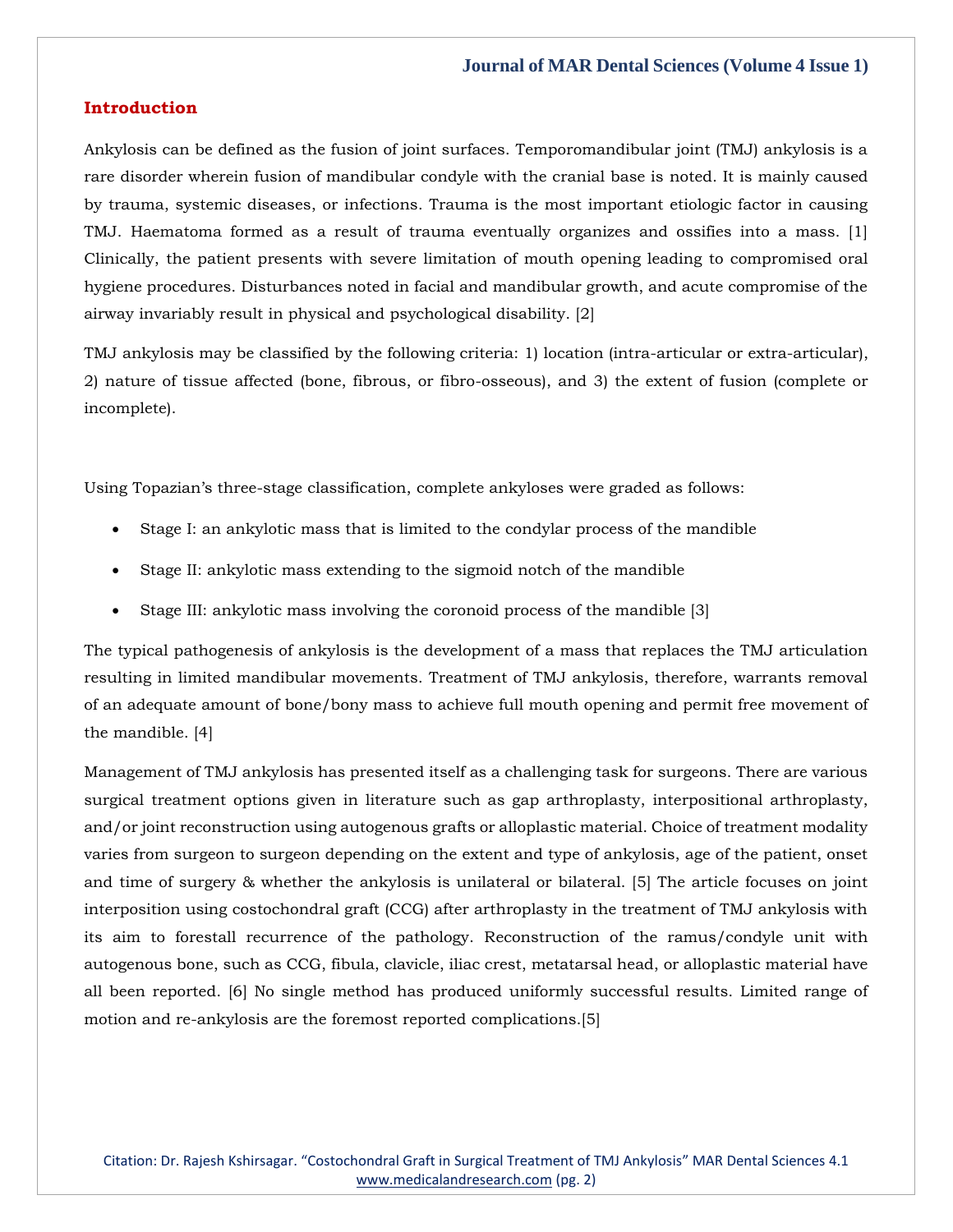## Introduction

Ankylosis can be defined as the fusion of joint surfaces. Temporomandibular joint (TMJ) ankylosis is a rare disorder wherein fusion of mandibular condyle with the cranial base is noted. It is mainly caused by trauma, systemic diseases, or infections. Trauma is the most important etiologic factor in causing TMJ. Haematoma formed as a result of trauma eventually organizes and ossifies into a mass. [1] Clinically, the patient presents with severe limitation of mouth opening leading to compromised oral hygiene procedures. Disturbances noted in facial and mandibular growth, and acute compromise of the airway invariably result in physical and psychological disability. [2]

TMJ ankylosis may be classified by the following criteria: 1) location (intra-articular or extra-articular), 2) nature of tissue affected (bone, fibrous, or fibro-osseous), and 3) the extent of fusion (complete or incomplete).

Using Topazian's three-stage classification, complete ankyloses were graded as follows:

- Stage I: an ankylotic mass that is limited to the condylar process of the mandible
- Stage II: ankylotic mass extending to the sigmoid notch of the mandible
- Stage III: ankylotic mass involving the coronoid process of the mandible [3]

The typical pathogenesis of ankylosis is the development of a mass that replaces the TMJ articulation resulting in limited mandibular movements. Treatment of TMJ ankylosis, therefore, warrants removal of an adequate amount of bone/bony mass to achieve full mouth opening and permit free movement of the mandible. [4]

Management of TMJ ankylosis has presented itself as a challenging task for surgeons. There are various surgical treatment options given in literature such as gap arthroplasty, interpositional arthroplasty, and/or joint reconstruction using autogenous grafts or alloplastic material. Choice of treatment modality varies from surgeon to surgeon depending on the extent and type of ankylosis, age of the patient, onset and time of surgery & whether the ankylosis is unilateral or bilateral. [5] The article focuses on joint interposition using costochondral graft (CCG) after arthroplasty in the treatment of TMJ ankylosis with its aim to forestall recurrence of the pathology. Reconstruction of the ramus/condyle unit with autogenous bone, such as CCG, fibula, clavicle, iliac crest, metatarsal head, or alloplastic material have all been reported. [6] No single method has produced uniformly successful results. Limited range of motion and re-ankylosis are the foremost reported complications.[5]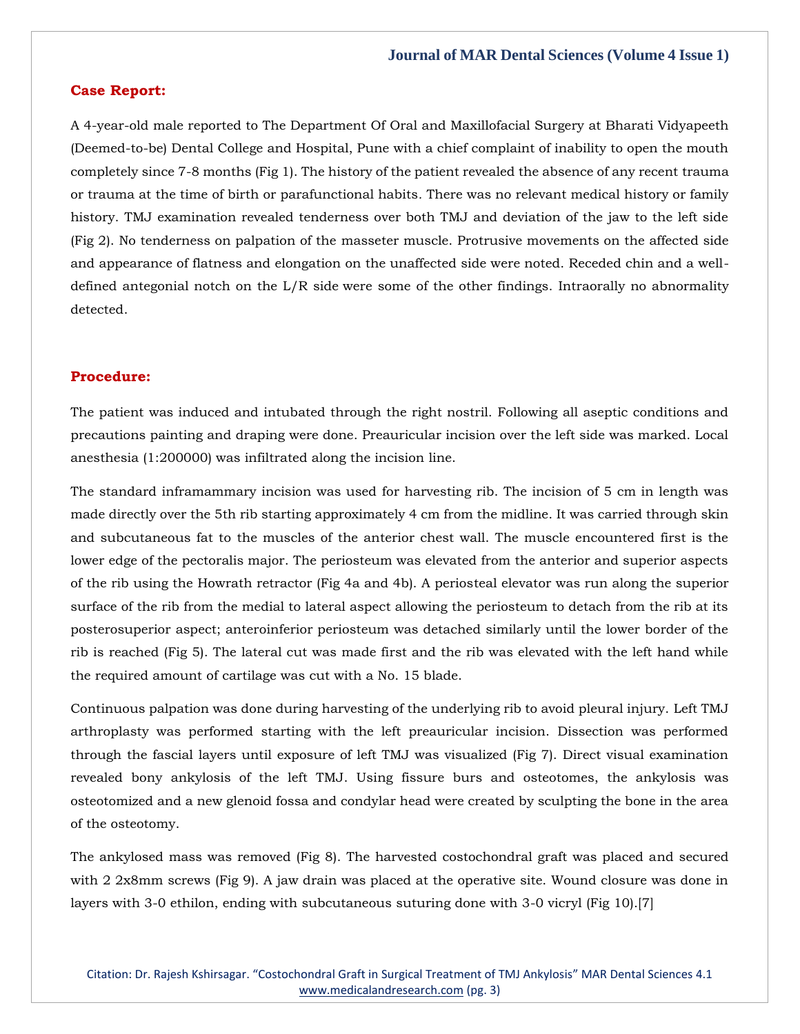## Case Report:

A 4-year-old male reported to The Department Of Oral and Maxillofacial Surgery at Bharati Vidyapeeth (Deemed-to-be) Dental College and Hospital, Pune with a chief complaint of inability to open the mouth completely since 7-8 months (Fig 1). The history of the patient revealed the absence of any recent trauma or trauma at the time of birth or parafunctional habits. There was no relevant medical history or family history. TMJ examination revealed tenderness over both TMJ and deviation of the jaw to the left side (Fig 2). No tenderness on palpation of the masseter muscle. Protrusive movements on the affected side and appearance of flatness and elongation on the unaffected side were noted. Receded chin and a well-defined antegonial notch on the L/R side were some of the other findings. Intraorally no abnormality detected.

## Procedure:

The patient was induced and intubated through the right nostril. Following all aseptic conditions and precautions painting and draping were done. Preauricular incision over the left side was marked. Local anesthesia (1:200000) was infiltrated along the incision line.

The standard inframammary incision was used for harvesting rib. The incision of 5 cm in length was made directly over the 5th rib starting approximately 4 cm from the midline. It was carried through skin and subcutaneous fat to the muscles of the anterior chest wall. The muscle encountered first is the lower edge of the pectoralis major. The periosteum was elevated from the anterior and superior aspects of the rib using the Howrath retractor (Fig 4a and 4b). A periosteal elevator was run along the superior surface of the rib from the medial to lateral aspect allowing the periosteum to detach from the rib at its posterosuperior aspect; anteroinferior periosteum was detached similarly until the lower border of the rib is reached (Fig 5). The lateral cut was made first and the rib was elevated with the left hand while the required amount of cartilage was cut with a No. 15 blade.

Continuous palpation was done during harvesting of the underlying rib to avoid pleural injury. Left TMJ arthroplasty was performed starting with the left preauricular incision. Dissection was performed through the fascial layers until exposure of left TMJ was visualized (Fig 7). Direct visual examination revealed bony ankylosis of the left TMJ. Using fissure burs and osteotomes, the ankylosis was osteotomized and a new glenoid fossa and condylar head were created by sculpting the bone in the area of the osteotomy.

The ankylosed mass was removed (Fig 8). The harvested costochondral graft was placed and secured with 2 2x8mm screws (Fig 9). A jaw drain was placed at the operative site. Wound closure was done in layers with 3-0 ethilon, ending with subcutaneous suturing done with 3-0 vicryl (Fig 10).[7]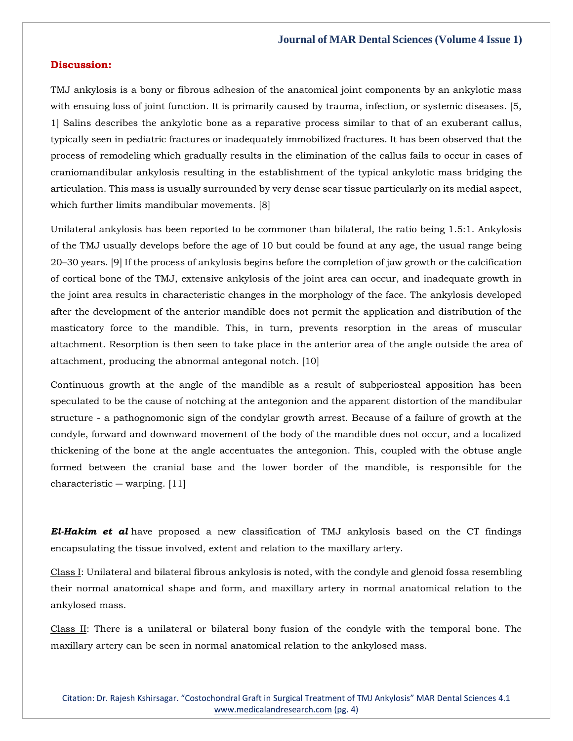## Discussion:

TMJ ankylosis is a bony or fibrous adhesion of the anatomical joint components by an ankylotic mass with ensuing loss of joint function. It is primarily caused by trauma, infection, or systemic diseases. [5, 1] Salins describes the ankylotic bone as a reparative process similar to that of an exuberant callus, typically seen in pediatric fractures or inadequately immobilized fractures. It has been observed that the process of remodeling which gradually results in the elimination of the callus fails to occur in cases of craniomandibular ankylosis resulting in the establishment of the typical ankylotic mass bridging the articulation. This mass is usually surrounded by very dense scar tissue particularly on its medial aspect, which further limits mandibular movements. [8]

Unilateral ankylosis has been reported to be commoner than bilateral, the ratio being 1.5:1. Ankylosis of the TMJ usually develops before the age of 10 but could be found at any age, the usual range being 20–30 years. [9] If the process of ankylosis begins before the completion of jaw growth or the calcification of cortical bone of the TMJ, extensive ankylosis of the joint area can occur, and inadequate growth in the joint area results in characteristic changes in the morphology of the face. The ankylosis developed after the development of the anterior mandible does not permit the application and distribution of the masticatory force to the mandible. This, in turn, prevents resorption in the areas of muscular attachment. Resorption is then seen to take place in the anterior area of the angle outside the area of attachment, producing the abnormal antegonal notch. [10]

Continuous growth at the angle of the mandible as a result of subperiosteal apposition has been speculated to be the cause of notching at the antegonion and the apparent distortion of the mandibular structure - a pathognomonic sign of the condylar growth arrest. Because of a failure of growth at the condyle, forward and downward movement of the body of the mandible does not occur, and a localized thickening of the bone at the angle accentuates the antegonion. This, coupled with the obtuse angle formed between the cranial base and the lower border of the mandible, is responsible for the characteristic ― warping. [11]

***El-Hakim et al*** have proposed a new classification of TMJ ankylosis based on the CT findings encapsulating the tissue involved, extent and relation to the maxillary artery.

Class I: Unilateral and bilateral fibrous ankylosis is noted, with the condyle and glenoid fossa resembling their normal anatomical shape and form, and maxillary artery in normal anatomical relation to the ankylosed mass.

Class II: There is a unilateral or bilateral bony fusion of the condyle with the temporal bone. The maxillary artery can be seen in normal anatomical relation to the ankylosed mass.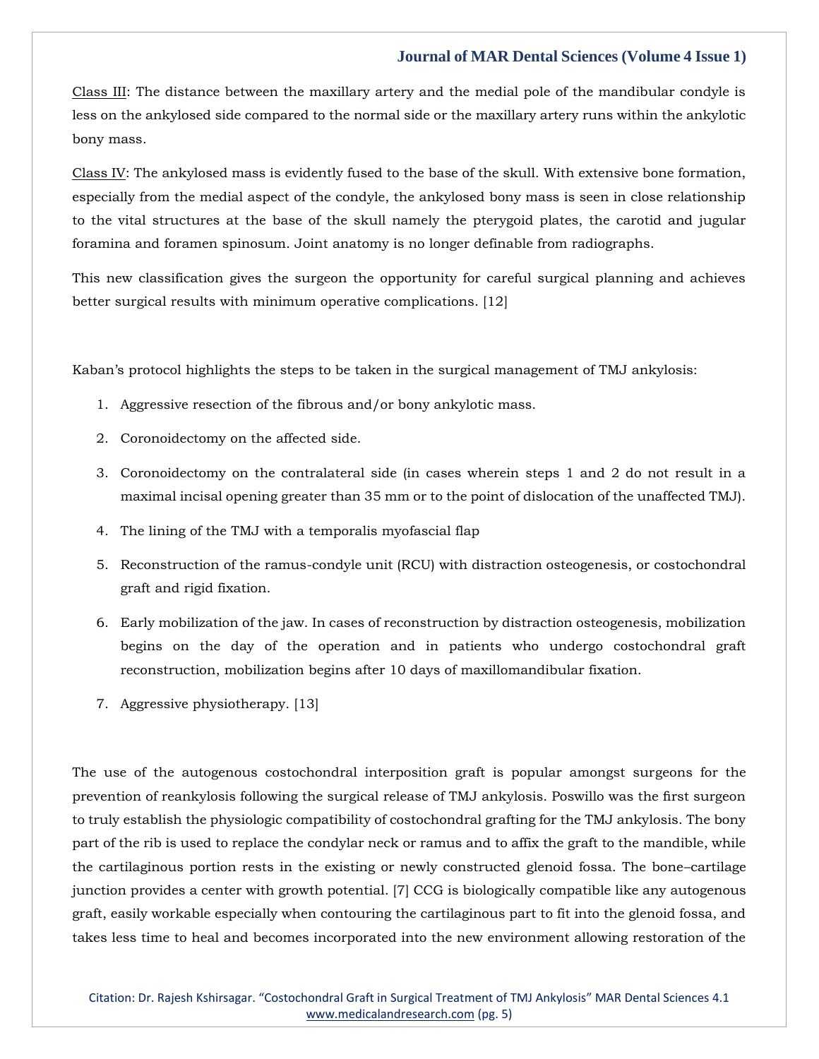Class III: The distance between the maxillary artery and the medial pole of the mandibular condyle is less on the ankylosed side compared to the normal side or the maxillary artery runs within the ankylotic bony mass.

Class IV: The ankylosed mass is evidently fused to the base of the skull. With extensive bone formation, especially from the medial aspect of the condyle, the ankylosed bony mass is seen in close relationship to the vital structures at the base of the skull namely the pterygoid plates, the carotid and jugular foramina and foramen spinosum. Joint anatomy is no longer definable from radiographs.

This new classification gives the surgeon the opportunity for careful surgical planning and achieves better surgical results with minimum operative complications. [12]

Kaban's protocol highlights the steps to be taken in the surgical management of TMJ ankylosis:

1. Aggressive resection of the fibrous and/or bony ankylotic mass.
2. Coronoidectomy on the affected side.
3. Coronoidectomy on the contralateral side (in cases wherein steps 1 and 2 do not result in a maximal incisal opening greater than 35 mm or to the point of dislocation of the unaffected TMJ).
4. The lining of the TMJ with a temporalis myofascial flap
5. Reconstruction of the ramus-condyle unit (RCU) with distraction osteogenesis, or costochondral graft and rigid fixation.
6. Early mobilization of the jaw. In cases of reconstruction by distraction osteogenesis, mobilization begins on the day of the operation and in patients who undergo costochondral graft reconstruction, mobilization begins after 10 days of maxillomandibular fixation.
7. Aggressive physiotherapy. [13]

The use of the autogenous costochondral interposition graft is popular amongst surgeons for the prevention of reankylosis following the surgical release of TMJ ankylosis. Poswillo was the first surgeon to truly establish the physiologic compatibility of costochondral grafting for the TMJ ankylosis. The bony part of the rib is used to replace the condylar neck or ramus and to affix the graft to the mandible, while the cartilaginous portion rests in the existing or newly constructed glenoid fossa. The bone–cartilage junction provides a center with growth potential. [7] CCG is biologically compatible like any autogenous graft, easily workable especially when contouring the cartilaginous part to fit into the glenoid fossa, and takes less time to heal and becomes incorporated into the new environment allowing restoration of the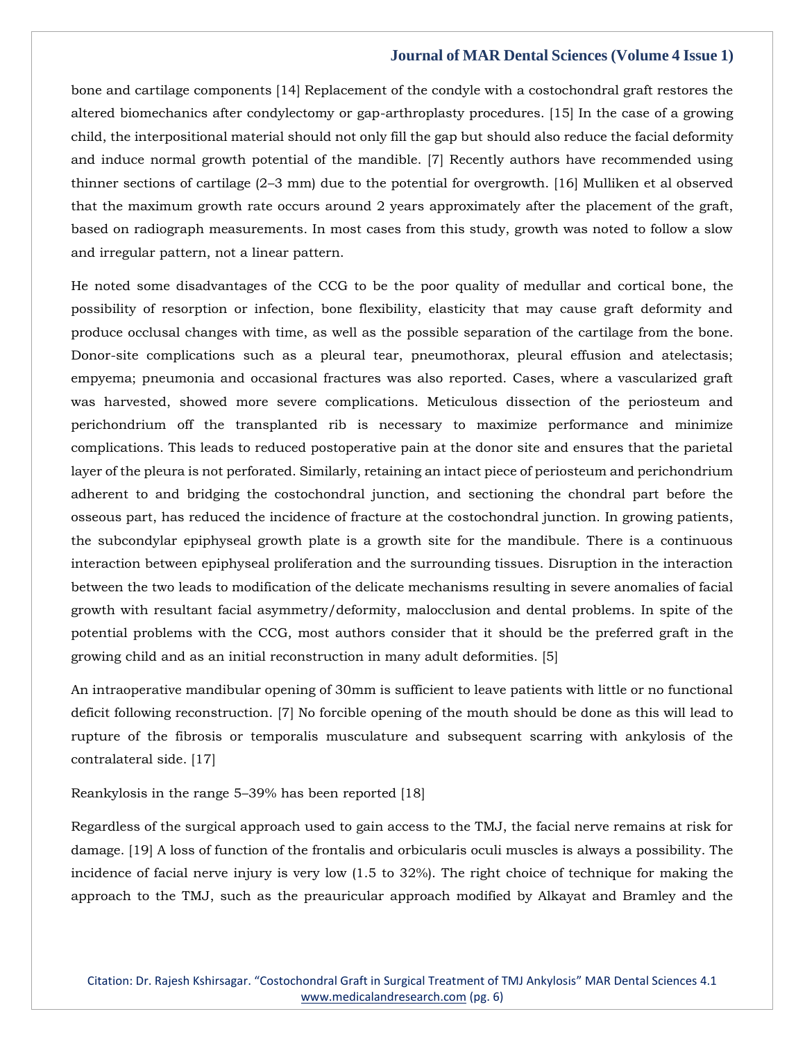bone and cartilage components [14] Replacement of the condyle with a costochondral graft restores the altered biomechanics after condylectomy or gap-arthroplasty procedures. [15] In the case of a growing child, the interpositional material should not only fill the gap but should also reduce the facial deformity and induce normal growth potential of the mandible. [7] Recently authors have recommended using thinner sections of cartilage (2–3 mm) due to the potential for overgrowth. [16] Mulliken et al observed that the maximum growth rate occurs around 2 years approximately after the placement of the graft, based on radiograph measurements. In most cases from this study, growth was noted to follow a slow and irregular pattern, not a linear pattern.

He noted some disadvantages of the CCG to be the poor quality of medullar and cortical bone, the possibility of resorption or infection, bone flexibility, elasticity that may cause graft deformity and produce occlusal changes with time, as well as the possible separation of the cartilage from the bone. Donor-site complications such as a pleural tear, pneumothorax, pleural effusion and atelectasis; empyema; pneumonia and occasional fractures was also reported. Cases, where a vascularized graft was harvested, showed more severe complications. Meticulous dissection of the periosteum and perichondrium off the transplanted rib is necessary to maximize performance and minimize complications. This leads to reduced postoperative pain at the donor site and ensures that the parietal layer of the pleura is not perforated. Similarly, retaining an intact piece of periosteum and perichondrium adherent to and bridging the costochondral junction, and sectioning the chondral part before the osseous part, has reduced the incidence of fracture at the costochondral junction. In growing patients, the subcondylar epiphyseal growth plate is a growth site for the mandibule. There is a continuous interaction between epiphyseal proliferation and the surrounding tissues. Disruption in the interaction between the two leads to modification of the delicate mechanisms resulting in severe anomalies of facial growth with resultant facial asymmetry/deformity, malocclusion and dental problems. In spite of the potential problems with the CCG, most authors consider that it should be the preferred graft in the growing child and as an initial reconstruction in many adult deformities. [5]

An intraoperative mandibular opening of 30mm is sufficient to leave patients with little or no functional deficit following reconstruction. [7] No forcible opening of the mouth should be done as this will lead to rupture of the fibrosis or temporalis musculature and subsequent scarring with ankylosis of the contralateral side. [17]

Reankylosis in the range 5–39% has been reported [18]

Regardless of the surgical approach used to gain access to the TMJ, the facial nerve remains at risk for damage. [19] A loss of function of the frontalis and orbicularis oculi muscles is always a possibility. The incidence of facial nerve injury is very low (1.5 to 32%). The right choice of technique for making the approach to the TMJ, such as the preauricular approach modified by Alkayat and Bramley and the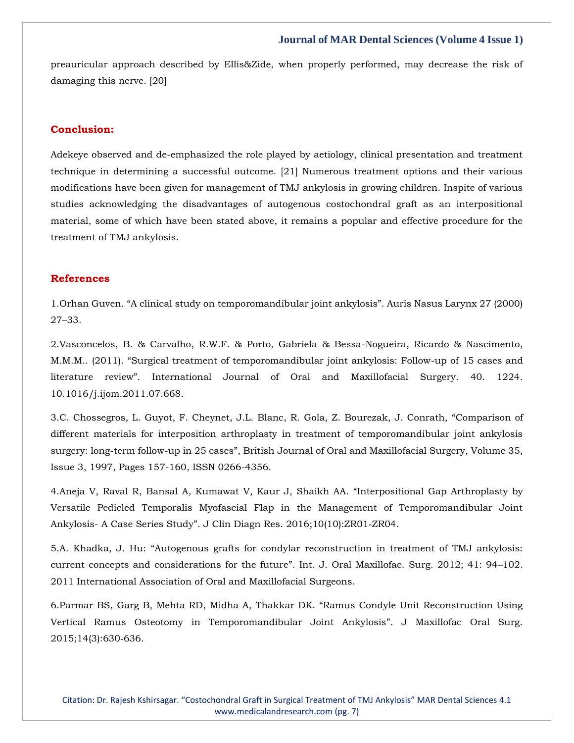preauricular approach described by Ellis&Zide, when properly performed, may decrease the risk of damaging this nerve. [20]

## Conclusion:

Adekeye observed and de-emphasized the role played by aetiology, clinical presentation and treatment technique in determining a successful outcome. [21] Numerous treatment options and their various modifications have been given for management of TMJ ankylosis in growing children. Inspite of various studies acknowledging the disadvantages of autogenous costochondral graft as an interpositional material, some of which have been stated above, it remains a popular and effective procedure for the treatment of TMJ ankylosis.

## References

1.Orhan Guven. "A clinical study on temporomandibular joint ankylosis". Auris Nasus Larynx 27 (2000) 27–33.

2.Vasconcelos, B. & Carvalho, R.W.F. & Porto, Gabriela & Bessa-Nogueira, Ricardo & Nascimento, M.M.M.. (2011). "Surgical treatment of temporomandibular joint ankylosis: Follow-up of 15 cases and literature review". International Journal of Oral and Maxillofacial Surgery. 40. 1224. 10.1016/j.ijom.2011.07.668.

3.C. Chossegros, L. Guyot, F. Cheynet, J.L. Blanc, R. Gola, Z. Bourezak, J. Conrath, "Comparison of different materials for interposition arthroplasty in treatment of temporomandibular joint ankylosis surgery: long-term follow-up in 25 cases", British Journal of Oral and Maxillofacial Surgery, Volume 35, Issue 3, 1997, Pages 157-160, ISSN 0266-4356.

4.Aneja V, Raval R, Bansal A, Kumawat V, Kaur J, Shaikh AA. "Interpositional Gap Arthroplasty by Versatile Pedicled Temporalis Myofascial Flap in the Management of Temporomandibular Joint Ankylosis- A Case Series Study". J Clin Diagn Res. 2016;10(10):ZR01-ZR04.

5.A. Khadka, J. Hu: "Autogenous grafts for condylar reconstruction in treatment of TMJ ankylosis: current concepts and considerations for the future". Int. J. Oral Maxillofac. Surg. 2012; 41: 94–102. 2011 International Association of Oral and Maxillofacial Surgeons.

6.Parmar BS, Garg B, Mehta RD, Midha A, Thakkar DK. "Ramus Condyle Unit Reconstruction Using Vertical Ramus Osteotomy in Temporomandibular Joint Ankylosis". J Maxillofac Oral Surg. 2015;14(3):630-636.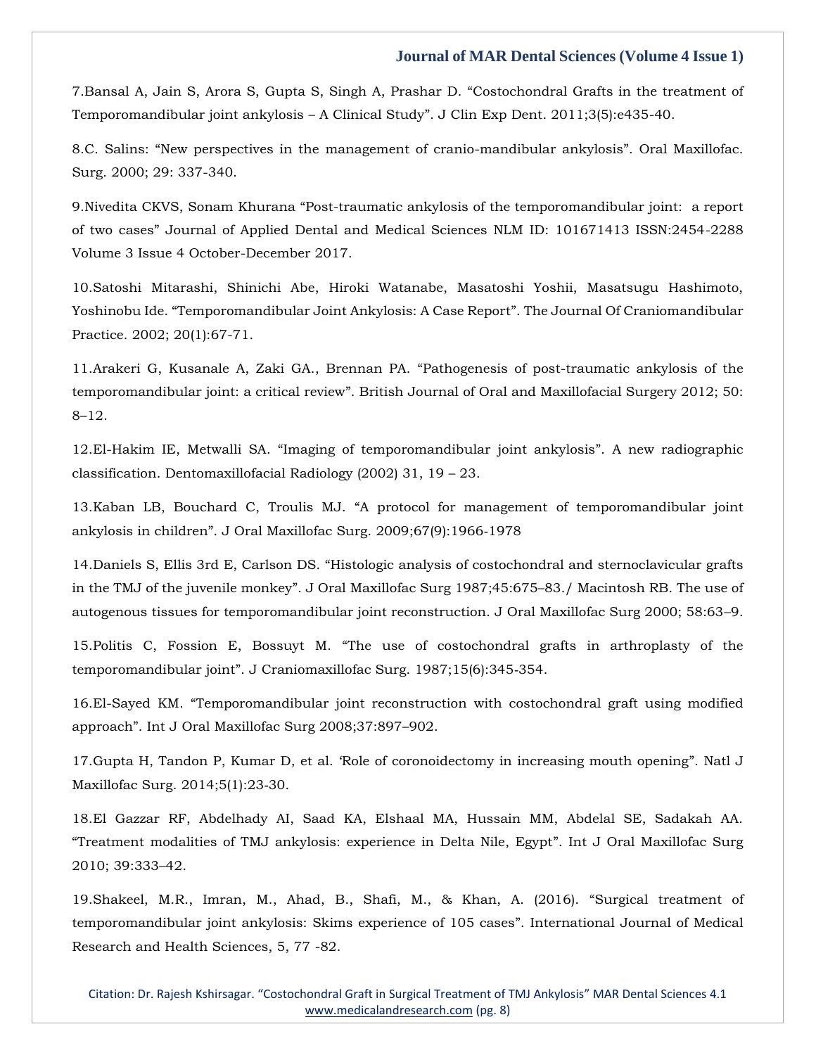7.Bansal A, Jain S, Arora S, Gupta S, Singh A, Prashar D. “Costochondral Grafts in the treatment of Temporomandibular joint ankylosis – A Clinical Study”. J Clin Exp Dent. 2011;3(5):e435-40.

8.C. Salins: “New perspectives in the management of cranio-mandibular ankylosis”. Oral Maxillofac. Surg. 2000; 29: 337-340.

9.Nivedita CKVS, Sonam Khurana “Post-traumatic ankylosis of the temporomandibular joint: a report of two cases” Journal of Applied Dental and Medical Sciences NLM ID: 101671413 ISSN:2454-2288 Volume 3 Issue 4 October-December 2017.

10.Satoshi Mitarashi, Shinichi Abe, Hiroki Watanabe, Masatoshi Yoshii, Masatsugu Hashimoto, Yoshinobu Ide. “Temporomandibular Joint Ankylosis: A Case Report”. The Journal Of Craniomandibular Practice. 2002; 20(1):67-71.

11.Arakeri G, Kusanale A, Zaki GA., Brennan PA. “Pathogenesis of post-traumatic ankylosis of the temporomandibular joint: a critical review”. British Journal of Oral and Maxillofacial Surgery 2012; 50: 8–12.

12.El-Hakim IE, Metwalli SA. “Imaging of temporomandibular joint ankylosis”. A new radiographic classification. Dentomaxillofacial Radiology (2002) 31, 19 – 23.

13.Kaban LB, Bouchard C, Troulis MJ. “A protocol for management of temporomandibular joint ankylosis in children”. J Oral Maxillofac Surg. 2009;67(9):1966-1978

14.Daniels S, Ellis 3rd E, Carlson DS. “Histologic analysis of costochondral and sternoclavicular grafts in the TMJ of the juvenile monkey”. J Oral Maxillofac Surg 1987;45:675–83./ Macintosh RB. The use of autogenous tissues for temporomandibular joint reconstruction. J Oral Maxillofac Surg 2000; 58:63–9.

15.Politis C, Fossion E, Bossuyt M. “The use of costochondral grafts in arthroplasty of the temporomandibular joint”. J Craniomaxillofac Surg. 1987;15(6):345-354.

16.El-Sayed KM. “Temporomandibular joint reconstruction with costochondral graft using modified approach”. Int J Oral Maxillofac Surg 2008;37:897–902.

17.Gupta H, Tandon P, Kumar D, et al. ‘Role of coronoidectomy in increasing mouth opening”. Natl J Maxillofac Surg. 2014;5(1):23-30.

18.El Gazzar RF, Abdelhady AI, Saad KA, Elshaal MA, Hussain MM, Abdelal SE, Sadakah AA. “Treatment modalities of TMJ ankylosis: experience in Delta Nile, Egypt”. Int J Oral Maxillofac Surg 2010; 39:333–42.

19.Shakeel, M.R., Imran, M., Ahad, B., Shafi, M., & Khan, A. (2016). “Surgical treatment of temporomandibular joint ankylosis: Skims experience of 105 cases”. International Journal of Medical Research and Health Sciences, 5, 77 -82.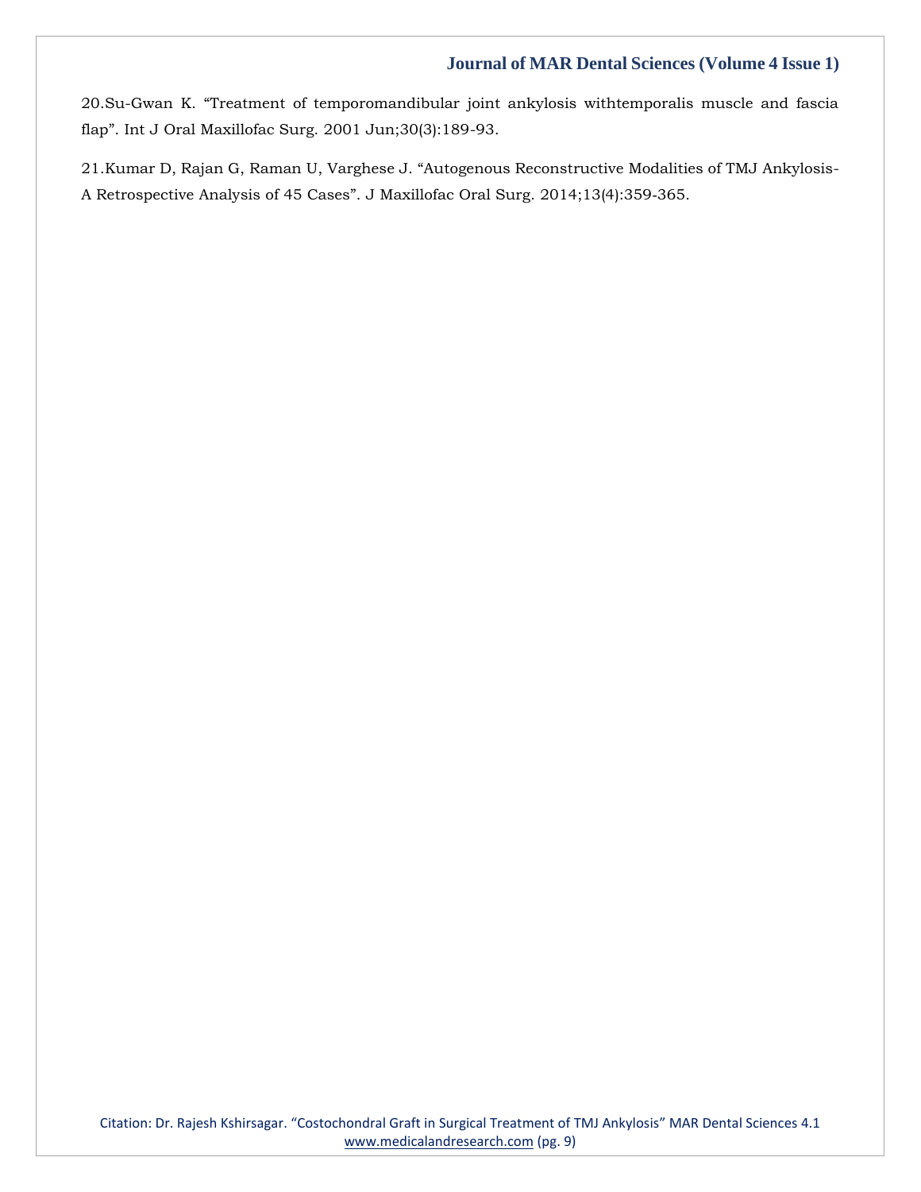20.Su-Gwan K. “Treatment of temporomandibular joint ankylosis withtemporalis muscle and fascia flap”. Int J Oral Maxillofac Surg. 2001 Jun;30(3):189-93.

21.Kumar D, Rajan G, Raman U, Varghese J. “Autogenous Reconstructive Modalities of TMJ Ankylosis-A Retrospective Analysis of 45 Cases”. J Maxillofac Oral Surg. 2014;13(4):359-365.